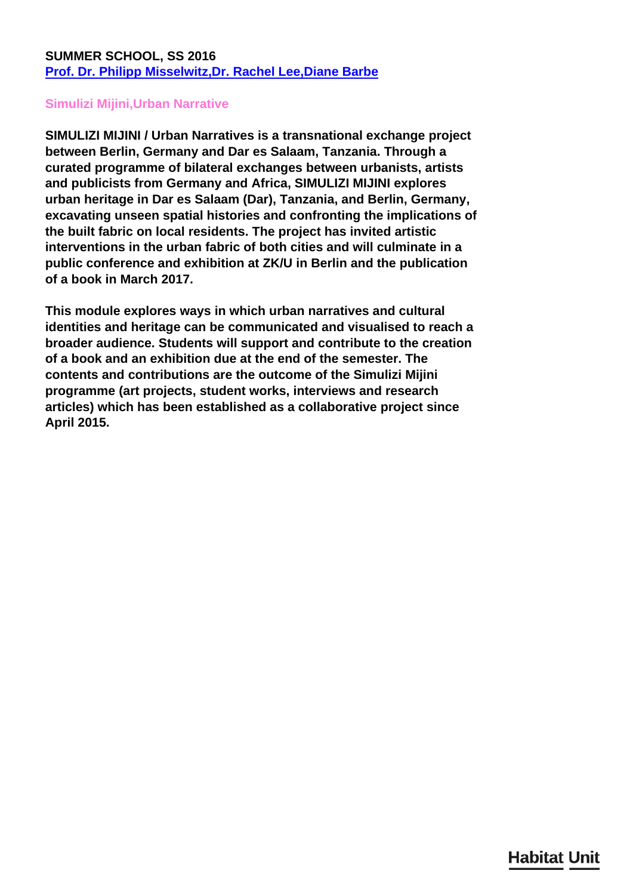**SUMMER SCHOOL, SS 2016**
**Prof. Dr. Philipp Misselwitz,Dr. Rachel Lee,Diane Barbe**

## Simulizi Mijini,Urban Narrative

**SIMULIZI MIJINI / Urban Narratives is a transnational exchange project between Berlin, Germany and Dar es Salaam, Tanzania. Through a curated programme of bilateral exchanges between urbanists, artists and publicists from Germany and Africa, SIMULIZI MIJINI explores urban heritage in Dar es Salaam (Dar), Tanzania, and Berlin, Germany, excavating unseen spatial histories and confronting the implications of the built fabric on local residents. The project has invited artistic interventions in the urban fabric of both cities and will culminate in a public conference and exhibition at ZK/U in Berlin and the publication of a book in March 2017.**

**This module explores ways in which urban narratives and cultural identities and heritage can be communicated and visualised to reach a broader audience. Students will support and contribute to the creation of a book and an exhibition due at the end of the semester. The contents and contributions are the outcome of the Simulizi Mijini programme (art projects, student works, interviews and research articles) which has been established as a collaborative project since April 2015.**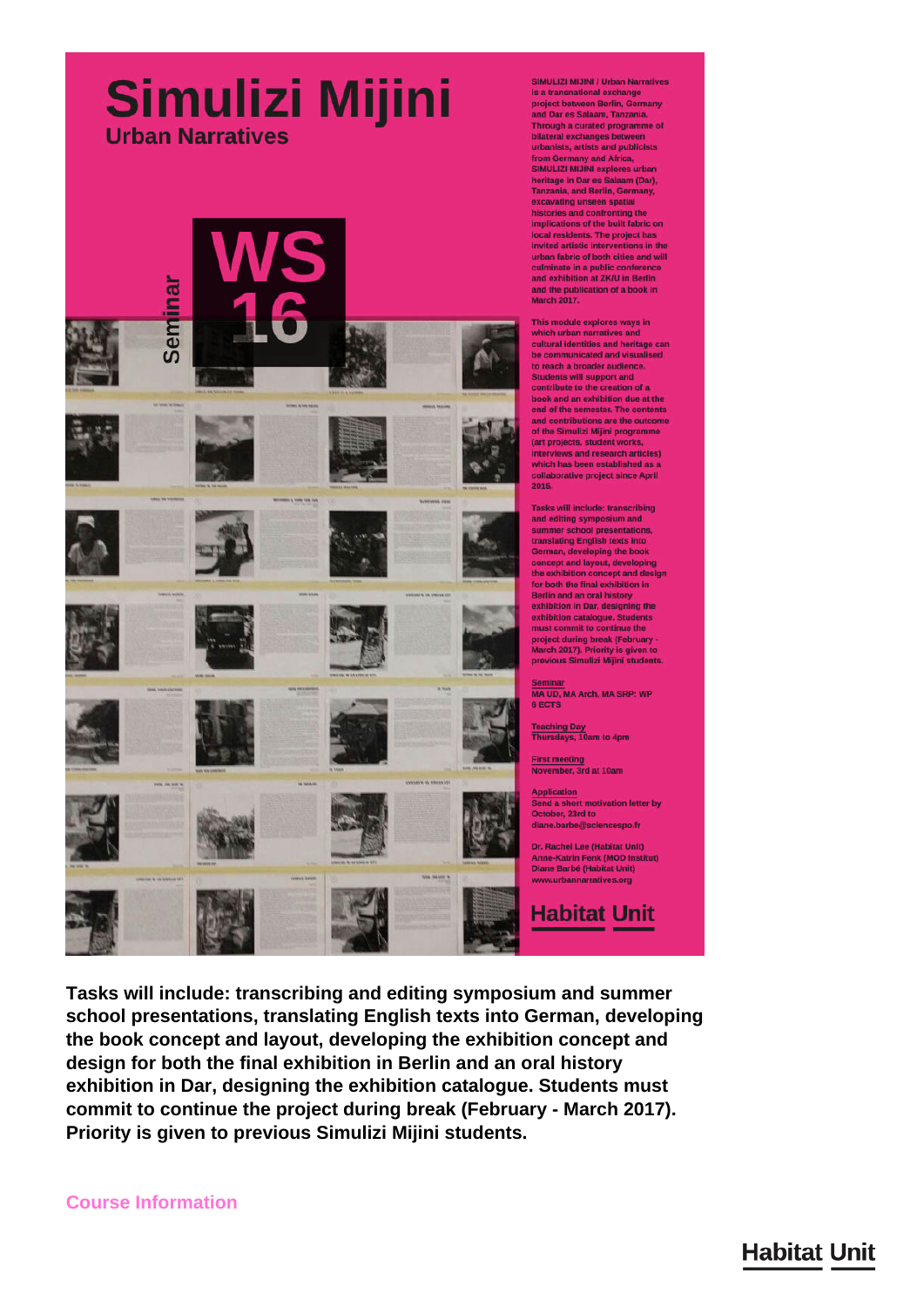# Simulizi Mijini

## Urban Narratives

Seminar

WS 16

SIMULIZI MIJINI / Urban Narratives is a transnational exchange project between Berlin, Germany and Dar es Salaam, Tanzania. Through a curated programme of bilateral exchanges between urbanists, artists and publicists from Germany and Africa, SIMULIZI MIJINI explores urban heritage in Dar es Salaam (Dar), Tanzania, and Berlin, Germany, excavating unseen spatial histories and confronting the implications of the built fabric on local residents. The project has invited artistic interventions in the urban fabric of both cities and will culminate in a public conference and exhibition at ZK/U in Berlin and the publication of a book in March 2017.

This module explores ways in which urban narratives and cultural identities and heritage can be communicated and visualised to reach a broader audience. Students will support and contribute to the creation of a book and an exhibition due at the end of the semester. The contents and contributions are the outcome of the Simulizi Mijini programme (art projects, student works, interviews and research articles) which has been established as a collaborative project since April 2015.

Tasks will include: transcribing and editing symposium and summer school presentations, translating English texts into German, developing the book concept and layout, developing the exhibition concept and design for both the final exhibition in Berlin and an oral history exhibition in Dar, designing the exhibition catalogue. Students must commit to continue the project during break (February - March 2017). Priority is given to previous Simulizi Mijini students.

Seminar
MA UD, MA Arch, MA SRP: WP
6 ECTS

Teaching Day
Thursdays, 10am to 4pm

First meeting
November, 3rd at 10am

Application
Send a short motivation letter by October, 23rd to
diane.barbe@sciencespo.fr

Dr. Rachel Lee (Habitat Unit)
Anne-Katrin Fenk (MOD Institut)
Diane Barbé (Habitat Unit)
www.urbannarratives.org

Habitat Unit

**Tasks will include: transcribing and editing symposium and summer school presentations, translating English texts into German, developing the book concept and layout, developing the exhibition concept and design for both the final exhibition in Berlin and an oral history exhibition in Dar, designing the exhibition catalogue. Students must commit to continue the project during break (February - March 2017). Priority is given to previous Simulizi Mijini students.**

### Course Information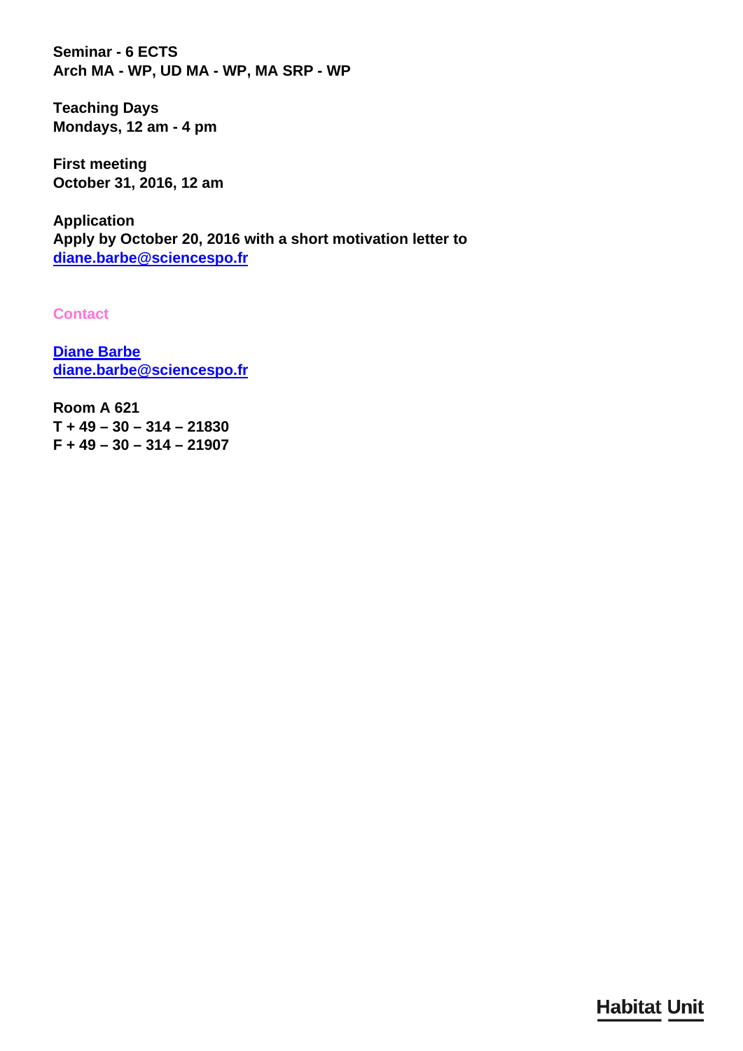**Seminar - 6 ECTS**
**Arch MA - WP, UD MA - WP, MA SRP - WP**

**Teaching Days**
**Mondays, 12 am - 4 pm**

**First meeting**
**October 31, 2016, 12 am**

**Application**
**Apply by October 20, 2016 with a short motivation letter to**
**diane.barbe@sciencespo.fr**

**Contact**

**Diane Barbe**
**diane.barbe@sciencespo.fr**

**Room A 621**
**T + 49 – 30 – 314 – 21830**
**F + 49 – 30 – 314 – 21907**

**Habitat Unit**